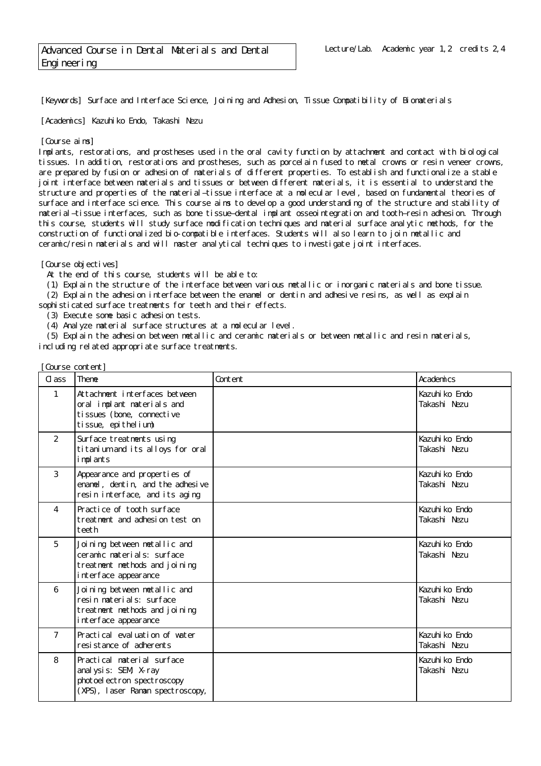# Advanced Course in Dental Materials and Dental Engineering

Lecture/Lab. Academic year 1,2 credits 2,4

[Keywords] Surface and Interface Science, Joining and Adhesion, Tissue Compatibility of Biomaterials

[Academics] Kazuhiko Endo, Takashi Nezu

[Course aims]

Implants, restorations, and prostheses used in the oral cavity function by attachment and contact with biological tissues. In addition, restorations and prostheses, such as porcelain fused to metal crowns or resin veneer crowns, are prepared by fusion or adhesion of materials of different properties. To establish and functionalize a stable joint interface between materials and tissues or between different materials, it is essential to understand the structure and properties of the material–tissue interface at a molecular level, based on fundamental theories of surface and interface science. This course aims to develop a good understanding of the structure and stability of material–tissue interfaces, such as bone tissue–dental implant osseointegration and tooth–resin adhesion. Through this course, students will study surface modification techniques and material surface analytic methods, for the construction of functionalized bio-compatible interfaces. Students will also learn to join metallic and ceramic/resin materials and will master analytical techniques to investigate joint interfaces.

[Course objectives]

At the end of this course, students will be able to:

(1) Explain the structure of the interface between various metallic or inorganic materials and bone tissue.

(2) Explain the adhesion interface between the enamel or dentin and adhesive resins, as well as explain sophisticated surface treatments for teeth and their effects.

(3) Execute some basic adhesion tests.

(4) Analyze material surface structures at a molecular level.

(5) Explain the adhesion between metallic and ceramic materials or between metallic and resin materials, including related appropriate surface treatments.

[Course content]

| Class | Theme | Content | Academics |
|---|---|---|---|
| 1 | Attachment interfaces between oral implant materials and tissues (bone, connective tissue, epithelium) | | Kazuhiko Endo Takashi Nezu |
| 2 | Surface treatments using titanium and its alloys for oral implants | | Kazuhiko Endo Takashi Nezu |
| 3 | Appearance and properties of enamel, dentin, and the adhesive resin interface, and its aging | | Kazuhiko Endo Takashi Nezu |
| 4 | Practice of tooth surface treatment and adhesion test on teeth | | Kazuhiko Endo Takashi Nezu |
| 5 | Joining between metallic and ceramic materials: surface treatment methods and joining interface appearance | | Kazuhiko Endo Takashi Nezu |
| 6 | Joining between metallic and resin materials: surface treatment methods and joining interface appearance | | Kazuhiko Endo Takashi Nezu |
| 7 | Practical evaluation of water resistance of adherents | | Kazuhiko Endo Takashi Nezu |
| 8 | Practical material surface analysis: SEM, X-ray photoelectron spectroscopy (XPS), laser Raman spectroscopy, | | Kazuhiko Endo Takashi Nezu |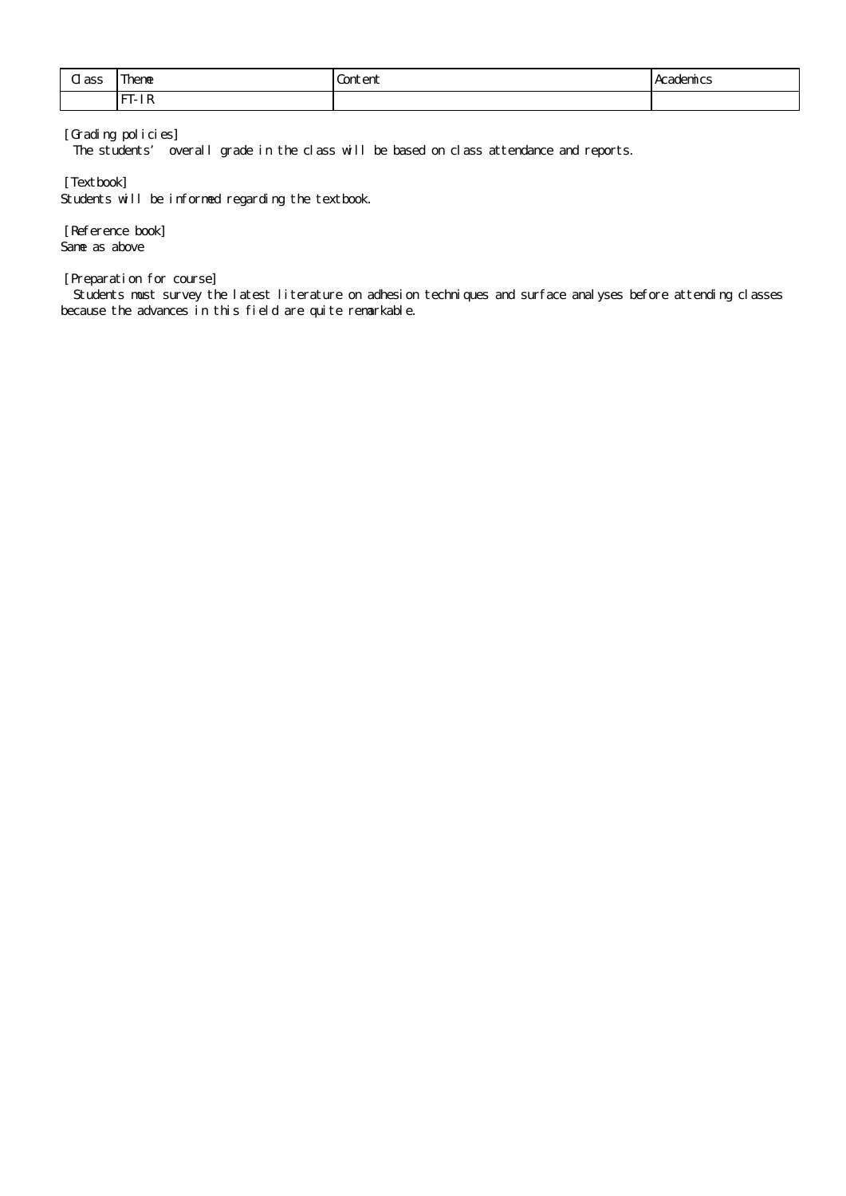| Class | Theme | Content | Academics |
| --- | --- | --- | --- |
| | FT-IR | | |

[Grading policies]
The students' overall grade in the class will be based on class attendance and reports.

[Textbook]
Students will be informed regarding the textbook.

[Reference book]
Same as above

[Preparation for course]
Students must survey the latest literature on adhesion techniques and surface analyses before attending classes because the advances in this field are quite remarkable.